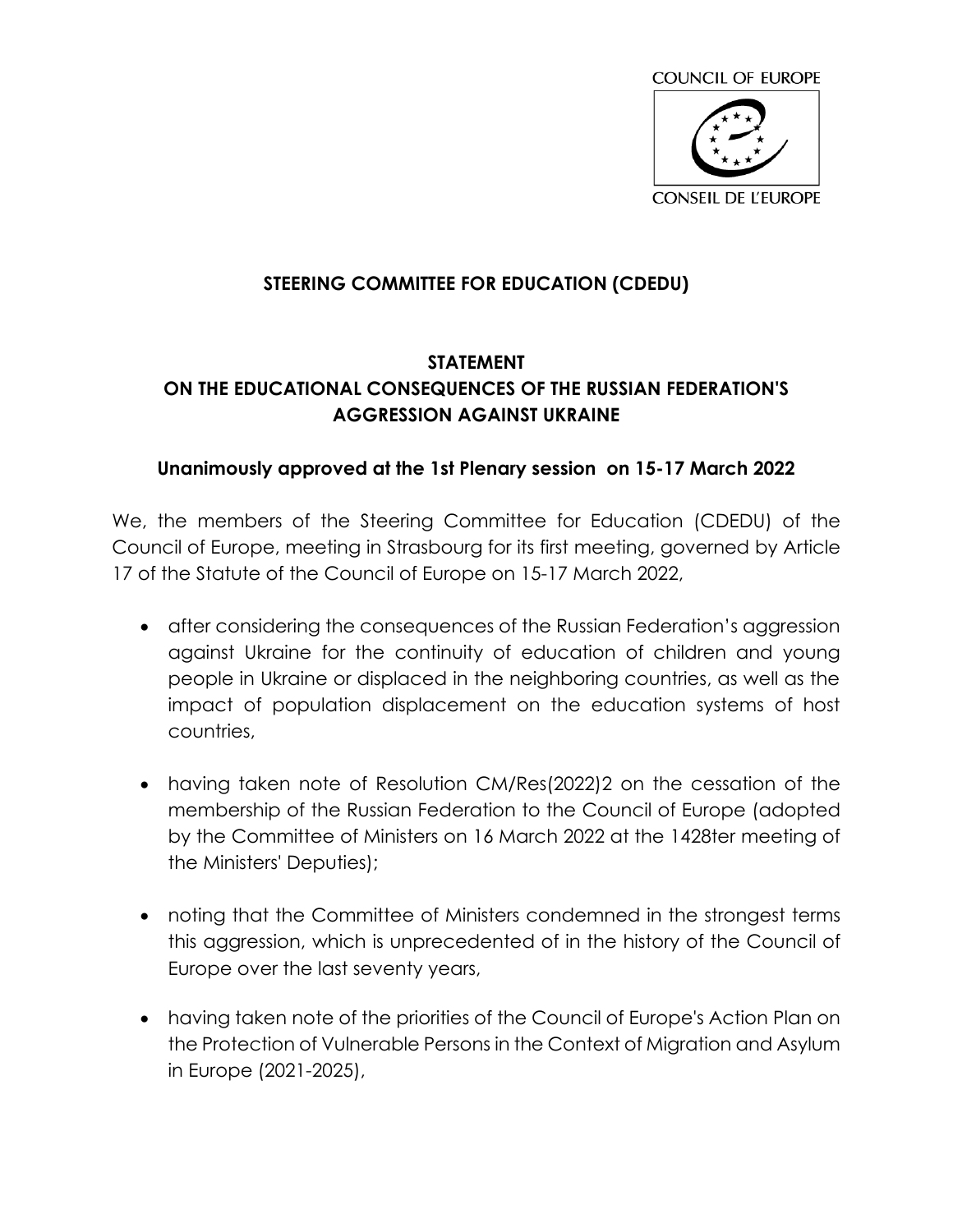COUNCIL OF EUROPE

CONSEIL DE L'EUROPE

## STEERING COMMITTEE FOR EDUCATION (CDEDU)

## STATEMENT
## ON THE EDUCATIONAL CONSEQUENCES OF THE RUSSIAN FEDERATION'S AGGRESSION AGAINST UKRAINE

### Unanimously approved at the 1st Plenary session on 15-17 March 2022

We, the members of the Steering Committee for Education (CDEDU) of the Council of Europe, meeting in Strasbourg for its first meeting, governed by Article 17 of the Statute of the Council of Europe on 15-17 March 2022,

- after considering the consequences of the Russian Federation's aggression against Ukraine for the continuity of education of children and young people in Ukraine or displaced in the neighboring countries, as well as the impact of population displacement on the education systems of host countries,

- having taken note of Resolution CM/Res(2022)2 on the cessation of the membership of the Russian Federation to the Council of Europe (adopted by the Committee of Ministers on 16 March 2022 at the 1428ter meeting of the Ministers' Deputies);

- noting that the Committee of Ministers condemned in the strongest terms this aggression, which is unprecedented of in the history of the Council of Europe over the last seventy years,

- having taken note of the priorities of the Council of Europe's Action Plan on the Protection of Vulnerable Persons in the Context of Migration and Asylum in Europe (2021-2025),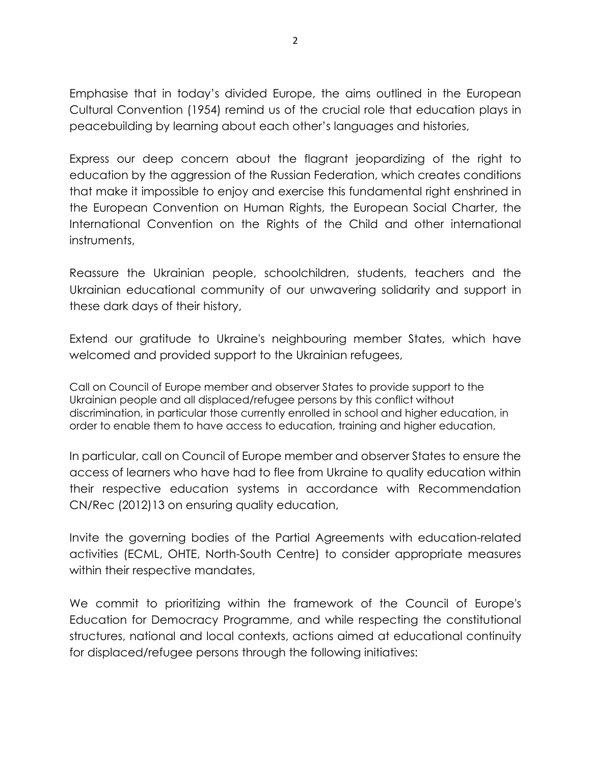Emphasise that in today's divided Europe, the aims outlined in the European Cultural Convention (1954) remind us of the crucial role that education plays in peacebuilding by learning about each other's languages and histories,

Express our deep concern about the flagrant jeopardizing of the right to education by the aggression of the Russian Federation, which creates conditions that make it impossible to enjoy and exercise this fundamental right enshrined in the European Convention on Human Rights, the European Social Charter, the International Convention on the Rights of the Child and other international instruments,

Reassure the Ukrainian people, schoolchildren, students, teachers and the Ukrainian educational community of our unwavering solidarity and support in these dark days of their history,

Extend our gratitude to Ukraine's neighbouring member States, which have welcomed and provided support to the Ukrainian refugees,

Call on Council of Europe member and observer States to provide support to the Ukrainian people and all displaced/refugee persons by this conflict without discrimination, in particular those currently enrolled in school and higher education, in order to enable them to have access to education, training and higher education,

In particular, call on Council of Europe member and observer States to ensure the access of learners who have had to flee from Ukraine to quality education within their respective education systems in accordance with Recommendation CN/Rec (2012)13 on ensuring quality education,

Invite the governing bodies of the Partial Agreements with education-related activities (ECML, OHTE, North-South Centre) to consider appropriate measures within their respective mandates,

We commit to prioritizing within the framework of the Council of Europe's Education for Democracy Programme, and while respecting the constitutional structures, national and local contexts, actions aimed at educational continuity for displaced/refugee persons through the following initiatives: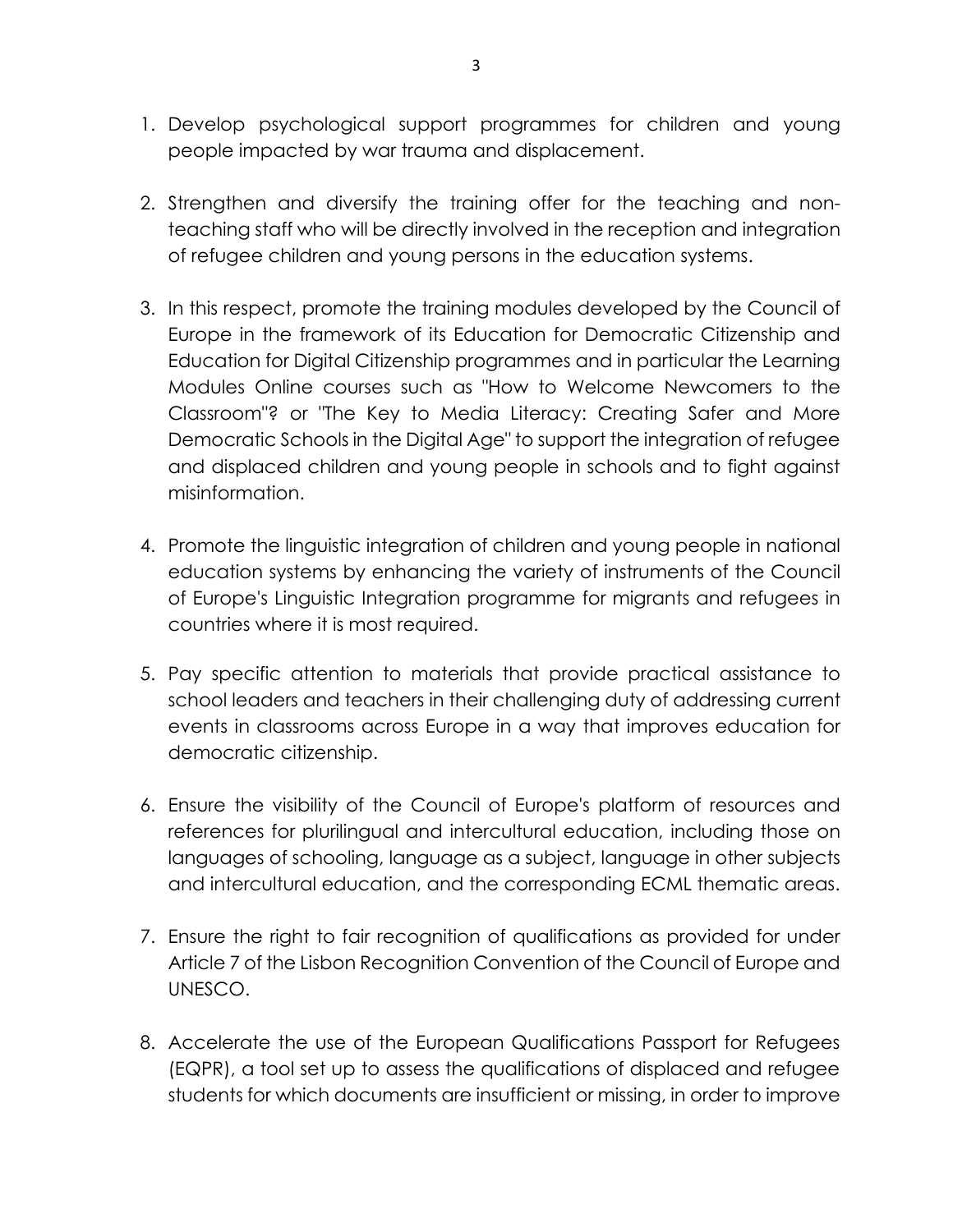1. Develop psychological support programmes for children and young people impacted by war trauma and displacement.

2. Strengthen and diversify the training offer for the teaching and non-teaching staff who will be directly involved in the reception and integration of refugee children and young persons in the education systems.

3. In this respect, promote the training modules developed by the Council of Europe in the framework of its Education for Democratic Citizenship and Education for Digital Citizenship programmes and in particular the Learning Modules Online courses such as "How to Welcome Newcomers to the Classroom"? or "The Key to Media Literacy: Creating Safer and More Democratic Schools in the Digital Age" to support the integration of refugee and displaced children and young people in schools and to fight against misinformation.

4. Promote the linguistic integration of children and young people in national education systems by enhancing the variety of instruments of the Council of Europe's Linguistic Integration programme for migrants and refugees in countries where it is most required.

5. Pay specific attention to materials that provide practical assistance to school leaders and teachers in their challenging duty of addressing current events in classrooms across Europe in a way that improves education for democratic citizenship.

6. Ensure the visibility of the Council of Europe's platform of resources and references for plurilingual and intercultural education, including those on languages of schooling, language as a subject, language in other subjects and intercultural education, and the corresponding ECML thematic areas.

7. Ensure the right to fair recognition of qualifications as provided for under Article 7 of the Lisbon Recognition Convention of the Council of Europe and UNESCO.

8. Accelerate the use of the European Qualifications Passport for Refugees (EQPR), a tool set up to assess the qualifications of displaced and refugee students for which documents are insufficient or missing, in order to improve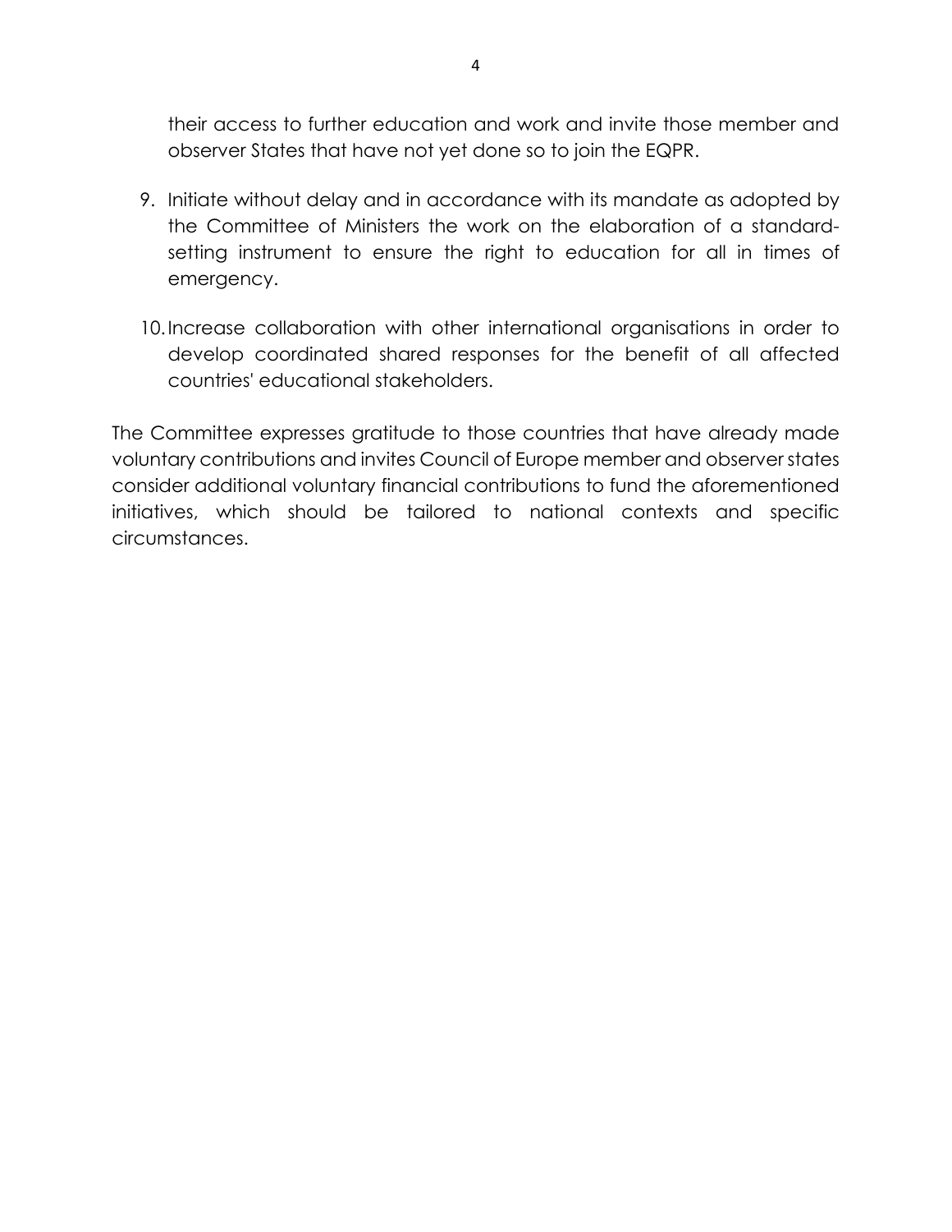their access to further education and work and invite those member and observer States that have not yet done so to join the EQPR.

9. Initiate without delay and in accordance with its mandate as adopted by the Committee of Ministers the work on the elaboration of a standard-setting instrument to ensure the right to education for all in times of emergency.

10. Increase collaboration with other international organisations in order to develop coordinated shared responses for the benefit of all affected countries' educational stakeholders.

The Committee expresses gratitude to those countries that have already made voluntary contributions and invites Council of Europe member and observer states consider additional voluntary financial contributions to fund the aforementioned initiatives, which should be tailored to national contexts and specific circumstances.